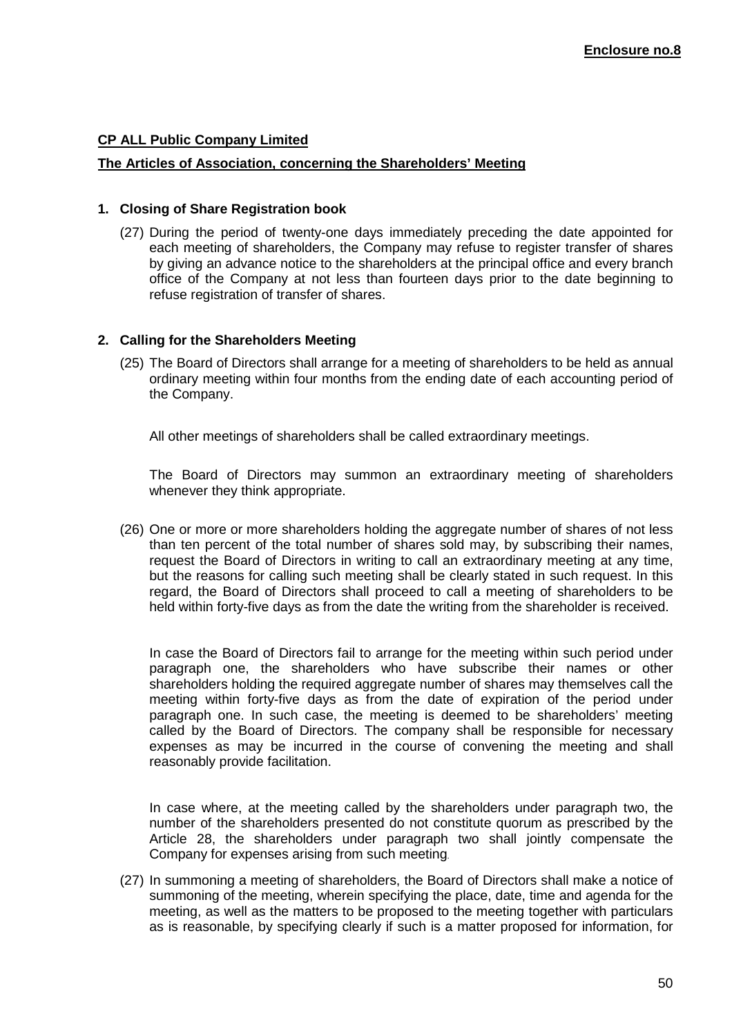**Enclosure no.8**

**CP ALL Public Company Limited**

**The Articles of Association, concerning the Shareholders' Meeting**

**1. Closing of Share Registration book**

(27) During the period of twenty-one days immediately preceding the date appointed for each meeting of shareholders, the Company may refuse to register transfer of shares by giving an advance notice to the shareholders at the principal office and every branch office of the Company at not less than fourteen days prior to the date beginning to refuse registration of transfer of shares.

**2. Calling for the Shareholders Meeting**

(25) The Board of Directors shall arrange for a meeting of shareholders to be held as annual ordinary meeting within four months from the ending date of each accounting period of the Company.

All other meetings of shareholders shall be called extraordinary meetings.

The Board of Directors may summon an extraordinary meeting of shareholders whenever they think appropriate.

(26) One or more or more shareholders holding the aggregate number of shares of not less than ten percent of the total number of shares sold may, by subscribing their names, request the Board of Directors in writing to call an extraordinary meeting at any time, but the reasons for calling such meeting shall be clearly stated in such request. In this regard, the Board of Directors shall proceed to call a meeting of shareholders to be held within forty-five days as from the date the writing from the shareholder is received.

In case the Board of Directors fail to arrange for the meeting within such period under paragraph one, the shareholders who have subscribe their names or other shareholders holding the required aggregate number of shares may themselves call the meeting within forty-five days as from the date of expiration of the period under paragraph one. In such case, the meeting is deemed to be shareholders' meeting called by the Board of Directors. The company shall be responsible for necessary expenses as may be incurred in the course of convening the meeting and shall reasonably provide facilitation.

In case where, at the meeting called by the shareholders under paragraph two, the number of the shareholders presented do not constitute quorum as prescribed by the Article 28, the shareholders under paragraph two shall jointly compensate the Company for expenses arising from such meeting.

(27) In summoning a meeting of shareholders, the Board of Directors shall make a notice of summoning of the meeting, wherein specifying the place, date, time and agenda for the meeting, as well as the matters to be proposed to the meeting together with particulars as is reasonable, by specifying clearly if such is a matter proposed for information, for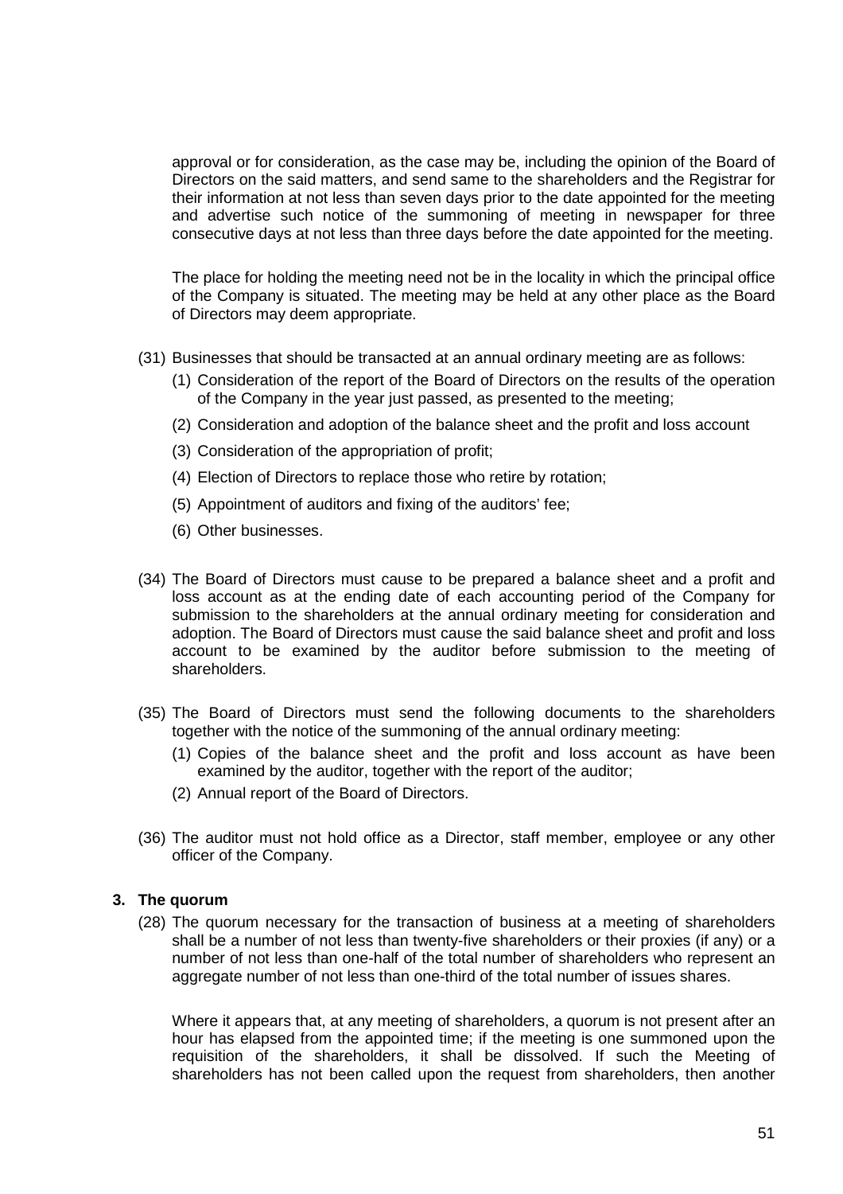approval or for consideration, as the case may be, including the opinion of the Board of Directors on the said matters, and send same to the shareholders and the Registrar for their information at not less than seven days prior to the date appointed for the meeting and advertise such notice of the summoning of meeting in newspaper for three consecutive days at not less than three days before the date appointed for the meeting.

The place for holding the meeting need not be in the locality in which the principal office of the Company is situated. The meeting may be held at any other place as the Board of Directors may deem appropriate.

(31) Businesses that should be transacted at an annual ordinary meeting are as follows:

(1) Consideration of the report of the Board of Directors on the results of the operation of the Company in the year just passed, as presented to the meeting;

(2) Consideration and adoption of the balance sheet and the profit and loss account

(3) Consideration of the appropriation of profit;

(4) Election of Directors to replace those who retire by rotation;

(5) Appointment of auditors and fixing of the auditors' fee;

(6) Other businesses.

(34) The Board of Directors must cause to be prepared a balance sheet and a profit and loss account as at the ending date of each accounting period of the Company for submission to the shareholders at the annual ordinary meeting for consideration and adoption. The Board of Directors must cause the said balance sheet and profit and loss account to be examined by the auditor before submission to the meeting of shareholders.

(35) The Board of Directors must send the following documents to the shareholders together with the notice of the summoning of the annual ordinary meeting:

(1) Copies of the balance sheet and the profit and loss account as have been examined by the auditor, together with the report of the auditor;

(2) Annual report of the Board of Directors.

(36) The auditor must not hold office as a Director, staff member, employee or any other officer of the Company.

**3. The quorum**

(28) The quorum necessary for the transaction of business at a meeting of shareholders shall be a number of not less than twenty-five shareholders or their proxies (if any) or a number of not less than one-half of the total number of shareholders who represent an aggregate number of not less than one-third of the total number of issues shares.

Where it appears that, at any meeting of shareholders, a quorum is not present after an hour has elapsed from the appointed time; if the meeting is one summoned upon the requisition of the shareholders, it shall be dissolved. If such the Meeting of shareholders has not been called upon the request from shareholders, then another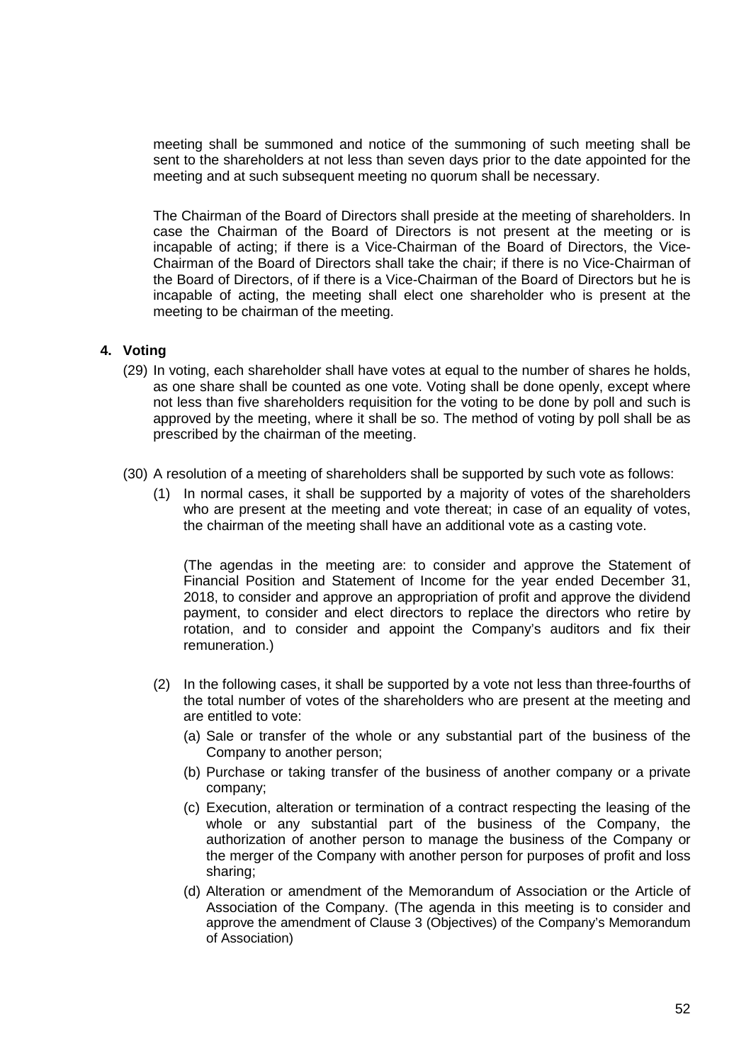meeting shall be summoned and notice of the summoning of such meeting shall be sent to the shareholders at not less than seven days prior to the date appointed for the meeting and at such subsequent meeting no quorum shall be necessary.

The Chairman of the Board of Directors shall preside at the meeting of shareholders. In case the Chairman of the Board of Directors is not present at the meeting or is incapable of acting; if there is a Vice-Chairman of the Board of Directors, the Vice-Chairman of the Board of Directors shall take the chair; if there is no Vice-Chairman of the Board of Directors, of if there is a Vice-Chairman of the Board of Directors but he is incapable of acting, the meeting shall elect one shareholder who is present at the meeting to be chairman of the meeting.

## 4. Voting

(29) In voting, each shareholder shall have votes at equal to the number of shares he holds, as one share shall be counted as one vote. Voting shall be done openly, except where not less than five shareholders requisition for the voting to be done by poll and such is approved by the meeting, where it shall be so. The method of voting by poll shall be as prescribed by the chairman of the meeting.

(30) A resolution of a meeting of shareholders shall be supported by such vote as follows:

(1) In normal cases, it shall be supported by a majority of votes of the shareholders who are present at the meeting and vote thereat; in case of an equality of votes, the chairman of the meeting shall have an additional vote as a casting vote.

(The agendas in the meeting are: to consider and approve the Statement of Financial Position and Statement of Income for the year ended December 31, 2018, to consider and approve an appropriation of profit and approve the dividend payment, to consider and elect directors to replace the directors who retire by rotation, and to consider and appoint the Company's auditors and fix their remuneration.)

(2) In the following cases, it shall be supported by a vote not less than three-fourths of the total number of votes of the shareholders who are present at the meeting and are entitled to vote:

(a) Sale or transfer of the whole or any substantial part of the business of the Company to another person;

(b) Purchase or taking transfer of the business of another company or a private company;

(c) Execution, alteration or termination of a contract respecting the leasing of the whole or any substantial part of the business of the Company, the authorization of another person to manage the business of the Company or the merger of the Company with another person for purposes of profit and loss sharing;

(d) Alteration or amendment of the Memorandum of Association or the Article of Association of the Company. (The agenda in this meeting is to consider and approve the amendment of Clause 3 (Objectives) of the Company's Memorandum of Association)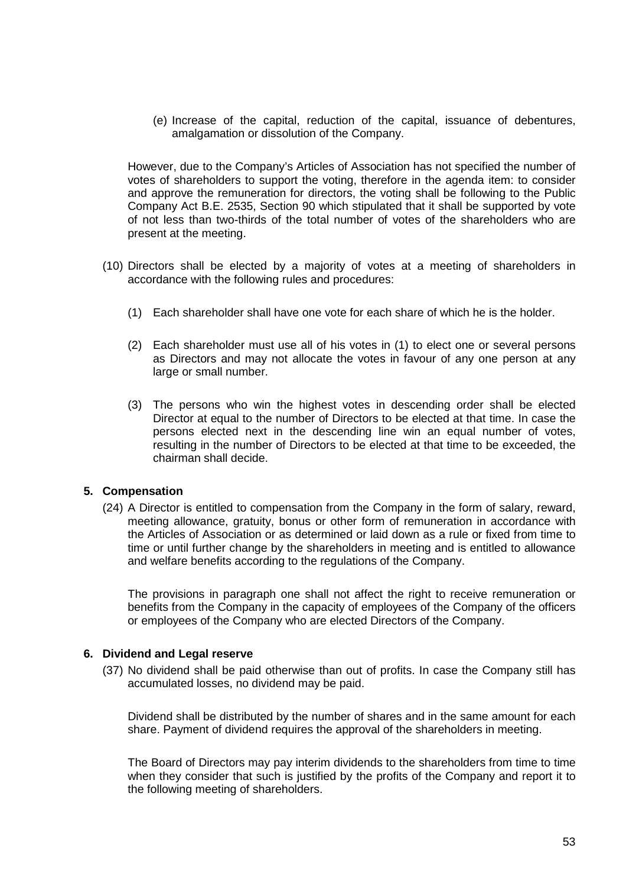(e) Increase of the capital, reduction of the capital, issuance of debentures, amalgamation or dissolution of the Company.

However, due to the Company's Articles of Association has not specified the number of votes of shareholders to support the voting, therefore in the agenda item: to consider and approve the remuneration for directors, the voting shall be following to the Public Company Act B.E. 2535, Section 90 which stipulated that it shall be supported by vote of not less than two-thirds of the total number of votes of the shareholders who are present at the meeting.

(10) Directors shall be elected by a majority of votes at a meeting of shareholders in accordance with the following rules and procedures:

(1) Each shareholder shall have one vote for each share of which he is the holder.

(2) Each shareholder must use all of his votes in (1) to elect one or several persons as Directors and may not allocate the votes in favour of any one person at any large or small number.

(3) The persons who win the highest votes in descending order shall be elected Director at equal to the number of Directors to be elected at that time. In case the persons elected next in the descending line win an equal number of votes, resulting in the number of Directors to be elected at that time to be exceeded, the chairman shall decide.

## 5. Compensation

(24) A Director is entitled to compensation from the Company in the form of salary, reward, meeting allowance, gratuity, bonus or other form of remuneration in accordance with the Articles of Association or as determined or laid down as a rule or fixed from time to time or until further change by the shareholders in meeting and is entitled to allowance and welfare benefits according to the regulations of the Company.

The provisions in paragraph one shall not affect the right to receive remuneration or benefits from the Company in the capacity of employees of the Company of the officers or employees of the Company who are elected Directors of the Company.

## 6. Dividend and Legal reserve

(37) No dividend shall be paid otherwise than out of profits. In case the Company still has accumulated losses, no dividend may be paid.

Dividend shall be distributed by the number of shares and in the same amount for each share. Payment of dividend requires the approval of the shareholders in meeting.

The Board of Directors may pay interim dividends to the shareholders from time to time when they consider that such is justified by the profits of the Company and report it to the following meeting of shareholders.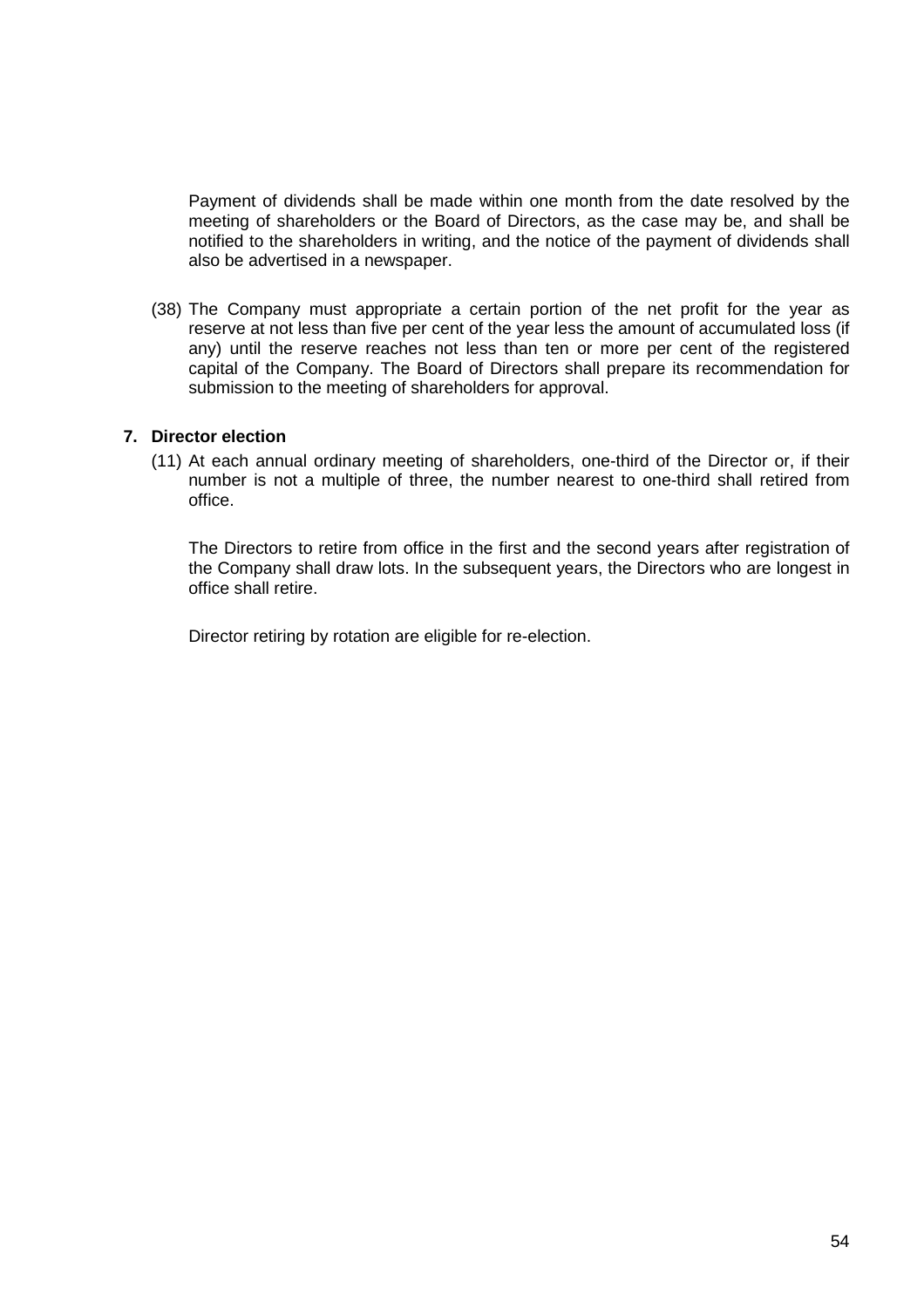Payment of dividends shall be made within one month from the date resolved by the meeting of shareholders or the Board of Directors, as the case may be, and shall be notified to the shareholders in writing, and the notice of the payment of dividends shall also be advertised in a newspaper.

(38) The Company must appropriate a certain portion of the net profit for the year as reserve at not less than five per cent of the year less the amount of accumulated loss (if any) until the reserve reaches not less than ten or more per cent of the registered capital of the Company. The Board of Directors shall prepare its recommendation for submission to the meeting of shareholders for approval.

**7. Director election**

(11) At each annual ordinary meeting of shareholders, one-third of the Director or, if their number is not a multiple of three, the number nearest to one-third shall retired from office.

The Directors to retire from office in the first and the second years after registration of the Company shall draw lots. In the subsequent years, the Directors who are longest in office shall retire.

Director retiring by rotation are eligible for re-election.